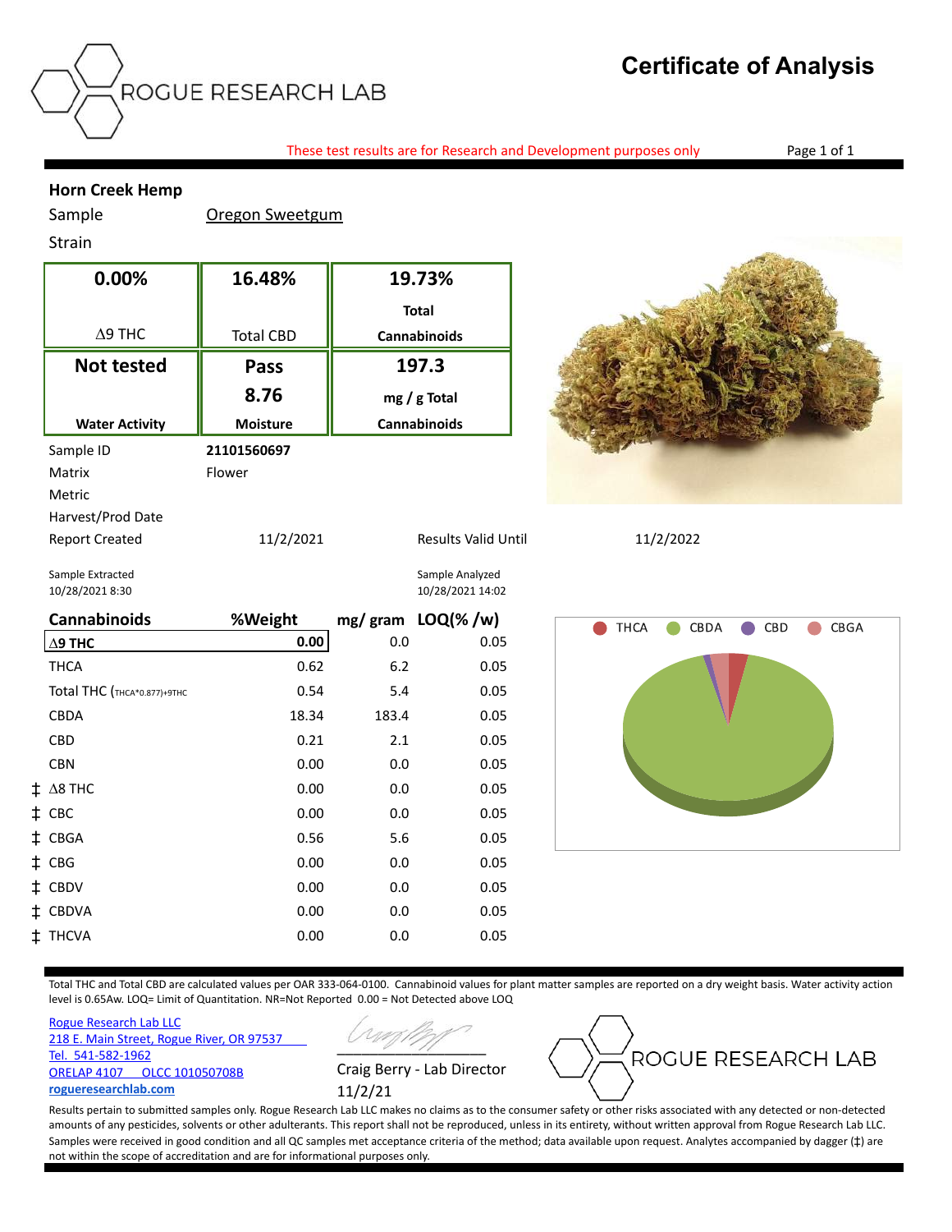# Certificate of Analysis

ROGUE RESEARCH LAB

These test results are for Research and Development purposes only

**Horn Creek Hemp**

Sample: Oregon Sweetgum

Strain

| 0.00% | 16.48% | 19.73% |
|---|---|---|
| Δ9 THC | Total CBD | **Total Cannabinoids** |
| **Not tested** | **Pass** **8.76** | **197.3** |
| **Water Activity** | **Moisture** | **mg / g Total Cannabinoids** |

Sample ID: **21101560697**

Matrix: Flower

Metric

Harvest/Prod Date

Report Created: 11/2/2021

Results Valid Until: 11/2/2022

Sample Extracted: 10/28/2021 8:30

Sample Analyzed: 10/28/2021 14:02

| Cannabinoids | %Weight | mg/ gram | LOQ(% /w) |
|---|---|---|---|
| **Δ9 THC** | **0.00** | 0.0 | 0.05 |
| THCA | 0.62 | 6.2 | 0.05 |
| Total THC (THCA*0.877)+9THC | 0.54 | 5.4 | 0.05 |
| CBDA | 18.34 | 183.4 | 0.05 |
| CBD | 0.21 | 2.1 | 0.05 |
| CBN | 0.00 | 0.0 | 0.05 |
| ‡ Δ8 THC | 0.00 | 0.0 | 0.05 |
| ‡ CBC | 0.00 | 0.0 | 0.05 |
| ‡ CBGA | 0.56 | 5.6 | 0.05 |
| ‡ CBG | 0.00 | 0.0 | 0.05 |
| ‡ CBDV | 0.00 | 0.0 | 0.05 |
| ‡ CBDVA | 0.00 | 0.0 | 0.05 |
| ‡ THCVA | 0.00 | 0.0 | 0.05 |

THCA CBDA CBD CBGA

Total THC and Total CBD are calculated values per OAR 333-064-0100. Cannabinoid values for plant matter samples are reported on a dry weight basis. Water activity action level is 0.65Aw. LOQ= Limit of Quantitation. NR=Not Reported 0.00 = Not Detected above LOQ

Rogue Research Lab LLC
218 E. Main Street, Rogue River, OR 97537
Tel. 541-582-1962
ORELAP 4107 OLCC 101050708B
**roguereseachlab.com**

Craig Berry - Lab Director
11/2/21

ROGUE RESEARCH LAB

Results pertain to submitted samples only. Rogue Research Lab LLC makes no claims as to the consumer safety or other risks associated with any detected or non-detected amounts of any pesticides, solvents or other adulterants. This report shall not be reproduced, without in its entirety, without written approval from Rogue Research Lab LLC. Samples were received in good condition and all QC samples met acceptance criteria of the method; data available upon request. Analytes accompanied by dagger (‡) are not within the scope of accreditation and are for informational purposes only.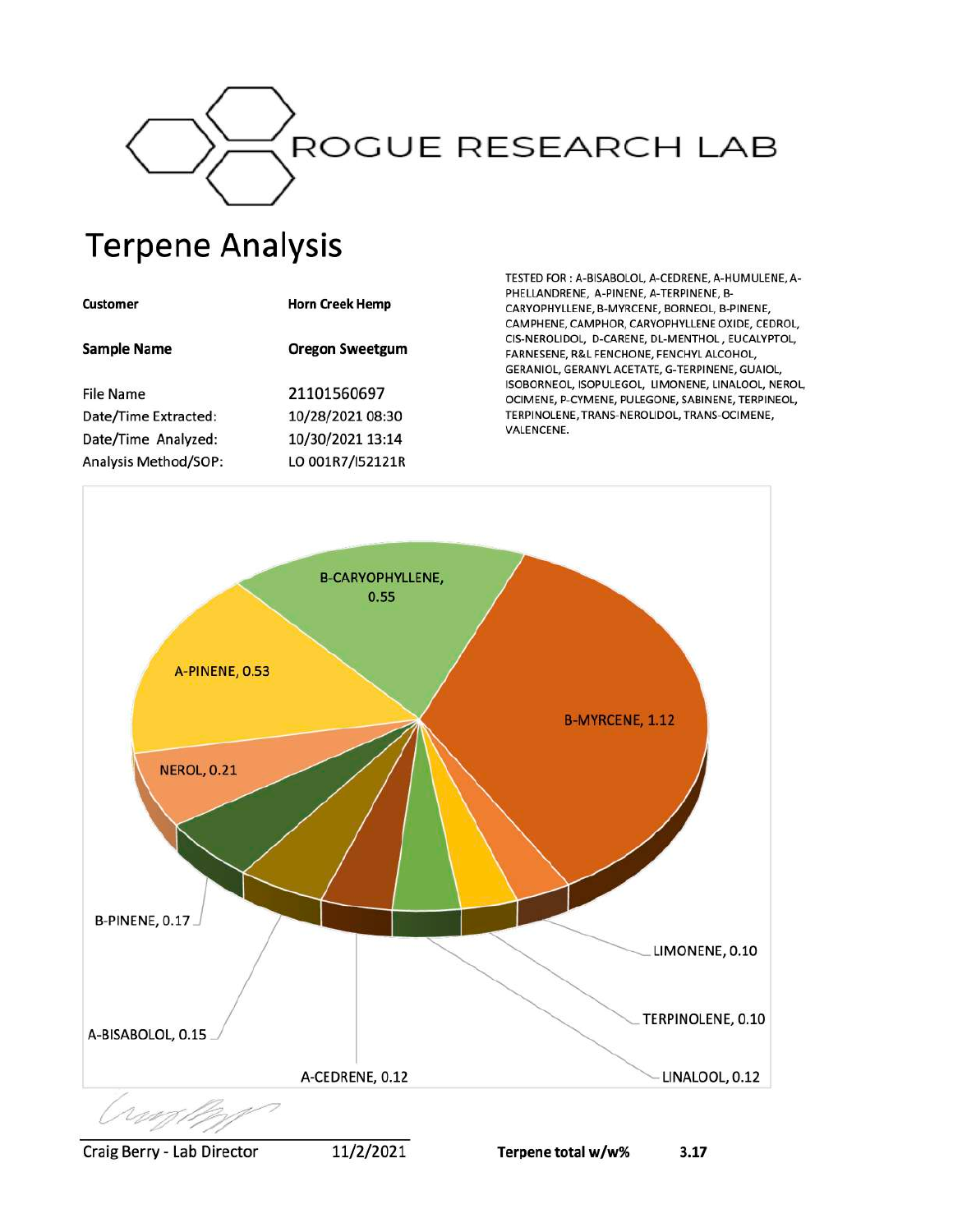ROGUE RESEARCH LAB

# Terpene Analysis

| | |
|---|---|
| **Customer** | **Horn Creek Hemp** |
| **Sample Name** | **Oregon Sweetgum** |
| File Name | 21101560697 |
| Date/Time Extracted: | 10/28/2021 08:30 |
| Date/Time Analyzed: | 10/30/2021 13:14 |
| Analysis Method/SOP: | LO 001R7/I52121R |

TESTED FOR : A-BISABOLOL, A-CEDRENE, A-HUMULENE, A-PHELLANDRENE, A-PINENE, A-TERPINENE, B-CARYOPHYLLENE, B-MYRCENE, BORNEOL, B-PINENE, CAMPHENE, CAMPHOR, CARYOPHYLLENE OXIDE, CEDROL, CIS-NEROLIDOL, D-CARENE, DL-MENTHOL , EUCALYPTOL, FARNESENE, R&L FENCHONE, FENCHYL ALCOHOL, GERANIOL, GERANYL ACETATE, G-TERPINENE, GUAIOL, ISOBORNEOL, ISOPULEGOL, LIMONENE, LINALOOL, NEROL, OCIMENE, P-CYMENE, PULEGONE, SABINENE, TERPINEOL, TERPINOLENE, TRANS-NEROLIDOL, TRANS-OCIMENE, VALENCENE.

B-CARYOPHYLLENE, 0.55
A-PINENE, 0.53
B-MYRCENE, 1.12
NEROL, 0.21
B-PINENE, 0.17
A-BISABOLOL, 0.15
A-CEDRENE, 0.12
LIMONENE, 0.10
TERPINOLENE, 0.10
LINALOOL, 0.12

Craig Berry - Lab Director 11/2/2021

**Terpene total w/w%** **3.17**